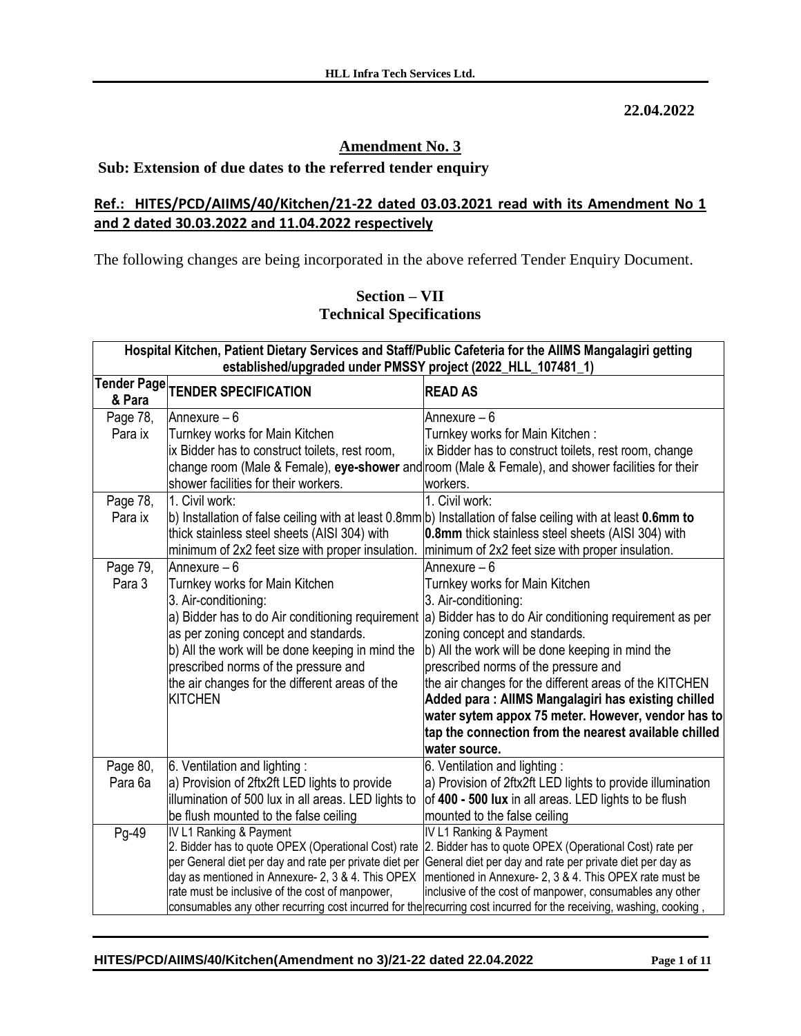**22.04.2022**

## Amendment No. 3

**Sub: Extension of due dates to the referred tender enquiry**

**Ref.: HITES/PCD/AIIMS/40/Kitchen/21-22 dated 03.03.2021 read with its Amendment No 1 and 2 dated 30.03.2022 and 11.04.2022 respectively**

The following changes are being incorporated in the above referred Tender Enquiry Document.

### Section – VII
### Technical Specifications

| **Hospital Kitchen, Patient Dietary Services and Staff/Public Cafeteria for the AIIMS Mangalagiri getting established/upgraded under PMSSY project (2022_HLL_107481_1)** | | |
|---|---|---|
| **Tender Page & Para** | **TENDER SPECIFICATION** | **READ AS** |
| Page 78, Para ix | Annexure – 6<br>Turnkey works for Main Kitchen<br>ix Bidder has to construct toilets, rest room, change room (Male & Female), **eye-shower** and shower facilities for their workers. | Annexure – 6<br>Turnkey works for Main Kitchen :<br>ix Bidder has to construct toilets, rest room, change room (Male & Female), and shower facilities for their workers. |
| Page 78, Para ix | 1. Civil work:<br>b) Installation of false ceiling with at least 0.8mm thick stainless steel sheets (AISI 304) with minimum of 2x2 feet size with proper insulation. | 1. Civil work:<br>b) Installation of false ceiling with at least **0.6mm to 0.8mm** thick stainless steel sheets (AISI 304) with minimum of 2x2 feet size with proper insulation. |
| Page 79, Para 3 | Annexure – 6<br>Turnkey works for Main Kitchen<br>3. Air-conditioning:<br>a) Bidder has to do Air conditioning requirement as per zoning concept and standards.<br>b) All the work will be done keeping in mind the prescribed norms of the pressure and the air changes for the different areas of the KITCHEN | Annexure – 6<br>Turnkey works for Main Kitchen<br>3. Air-conditioning:<br>a) Bidder has to do Air conditioning requirement as per zoning concept and standards.<br>b) All the work will be done keeping in mind the prescribed norms of the pressure and the air changes for the different areas of the KITCHEN<br>**Added para : AIIMS Mangalagiri has existing chilled water sytem appox 75 meter. However, vendor has to tap the connection from the nearest available chilled water source.** |
| Page 80, Para 6a | 6. Ventilation and lighting :<br>a) Provision of 2ftx2ft LED lights to provide illumination of 500 lux in all areas. LED lights to be flush mounted to the false ceiling | 6. Ventilation and lighting :<br>a) Provision of 2ftx2ft LED lights to provide illumination of **400 - 500 lux** in all areas. LED lights to be flush mounted to the false ceiling |
| Pg-49 | IV L1 Ranking & Payment<br>2. Bidder has to quote OPEX (Operational Cost) rate per General diet per day and rate per private diet per day as mentioned in Annexure- 2, 3 & 4. This OPEX rate must be inclusive of the cost of manpower, consumables any other recurring cost incurred for the | IV L1 Ranking & Payment<br>2. Bidder has to quote OPEX (Operational Cost) rate per General diet per day and rate per private diet per day as mentioned in Annexure- 2, 3 & 4. This OPEX rate must be inclusive of the cost of manpower, consumables any other recurring cost incurred for the receiving, washing, cooking , |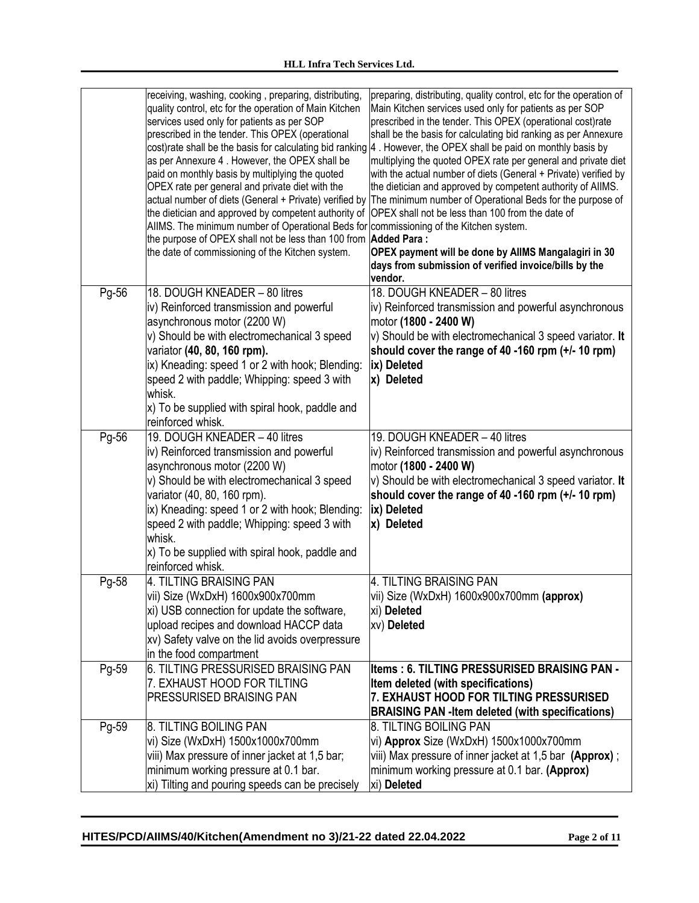| | | |
|---|---|---|
| | receiving, washing, cooking , preparing, distributing, quality control, etc for the operation of Main Kitchen services used only for patients as per SOP prescribed in the tender. This OPEX (operational cost)rate shall be the basis for calculating bid ranking as per Annexure 4 . However, the OPEX shall be paid on monthly basis by multiplying the quoted OPEX rate per general and private diet with the actual number of diets (General + Private) verified by the dietician and approved by competent authority of AIIMS. The minimum number of Operational Beds for the purpose of OPEX shall not be less than 100 from the date of commissioning of the Kitchen system. | preparing, distributing, quality control, etc for the operation of Main Kitchen services used only for patients as per SOP prescribed in the tender. This OPEX (operational cost)rate shall be the basis for calculating bid ranking as per Annexure 4 . However, the OPEX shall be paid on monthly basis by multiplying the quoted OPEX rate per general and private diet with the actual number of diets (General + Private) verified by the dietician and approved by competent authority of AIIMS. The minimum number of Operational Beds for the purpose of OPEX shall not be less than 100 from the date of commissioning of the Kitchen system.<br>**Added Para :**<br>**OPEX payment will be done by AIIMS Mangalagiri in 30 days from submission of verified invoice/bills by the vendor.** |
| Pg-56 | 18. DOUGH KNEADER – 80 litres<br>iv) Reinforced transmission and powerful asynchronous motor (2200 W)<br>v) Should be with electromechanical 3 speed variator **(40, 80, 160 rpm).**<br>ix) Kneading: speed 1 or 2 with hook; Blending: speed 2 with paddle; Whipping: speed 3 with whisk.<br>x) To be supplied with spiral hook, paddle and reinforced whisk. | 18. DOUGH KNEADER – 80 litres<br>iv) Reinforced transmission and powerful asynchronous motor **(1800 - 2400 W)**<br>v) Should be with electromechanical 3 speed variator. **It should cover the range of 40 -160 rpm (+/- 10 rpm)**<br>**ix) Deleted**<br>**x) Deleted** |
| Pg-56 | 19. DOUGH KNEADER – 40 litres<br>iv) Reinforced transmission and powerful asynchronous motor (2200 W)<br>v) Should be with electromechanical 3 speed variator (40, 80, 160 rpm).<br>ix) Kneading: speed 1 or 2 with hook; Blending: speed 2 with paddle; Whipping: speed 3 with whisk.<br>x) To be supplied with spiral hook, paddle and reinforced whisk. | 19. DOUGH KNEADER – 40 litres<br>iv) Reinforced transmission and powerful asynchronous motor **(1800 - 2400 W)**<br>v) Should be with electromechanical 3 speed variator. **It should cover the range of 40 -160 rpm (+/- 10 rpm)**<br>**ix) Deleted**<br>**x) Deleted** |
| Pg-58 | 4. TILTING BRAISING PAN<br>vii) Size (WxDxH) 1600x900x700mm<br>xi) USB connection for update the software, upload recipes and download HACCP data<br>xv) Safety valve on the lid avoids overpressure in the food compartment | 4. TILTING BRAISING PAN<br>vii) Size (WxDxH) 1600x900x700mm **(approx)**<br>xi) **Deleted**<br>xv) **Deleted** |
| Pg-59 | 6. TILTING PRESSURISED BRAISING PAN<br>7. EXHAUST HOOD FOR TILTING PRESSURISED BRAISING PAN | **Items : 6. TILTING PRESSURISED BRAISING PAN - Item deleted (with specifications)**<br>**7. EXHAUST HOOD FOR TILTING PRESSURISED BRAISING PAN -Item deleted (with specifications)** |
| Pg-59 | 8. TILTING BOILING PAN<br>vi) Size (WxDxH) 1500x1000x700mm<br>viii) Max pressure of inner jacket at 1,5 bar; minimum working pressure at 0.1 bar.<br>xi) Tilting and pouring speeds can be precisely | 8. TILTING BOILING PAN<br>vi) **Approx** Size (WxDxH) 1500x1000x700mm<br>viii) Max pressure of inner jacket at 1,5 bar **(Approx)** ; minimum working pressure at 0.1 bar. **(Approx)**<br>xi) **Deleted** |

HITES/PCD/AIIMS/40/Kitchen(Amendment no 3)/21-22 dated 22.04.2022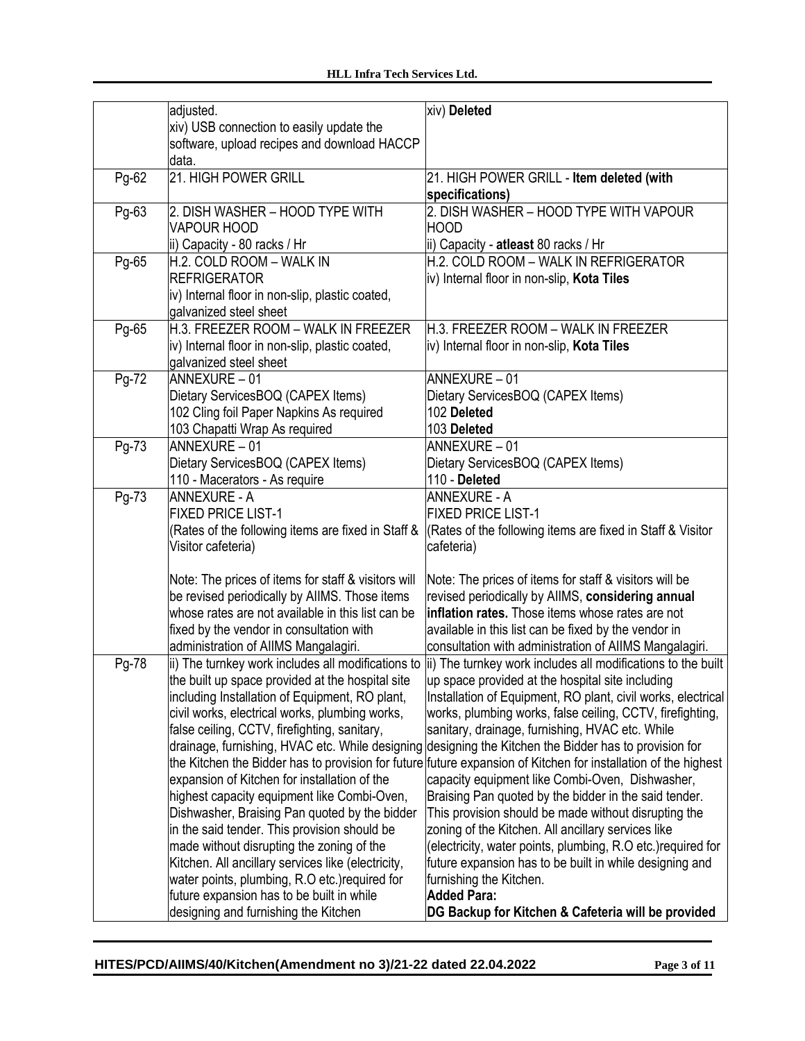| | | |
|---|---|---|
| | adjusted.<br>xiv) USB connection to easily update the software, upload recipes and download HACCP data. | xiv) **Deleted** |
| Pg-62 | 21. HIGH POWER GRILL | 21. HIGH POWER GRILL - **Item deleted (with specifications)** |
| Pg-63 | 2. DISH WASHER – HOOD TYPE WITH VAPOUR HOOD<br>ii) Capacity - 80 racks / Hr | 2. DISH WASHER – HOOD TYPE WITH VAPOUR HOOD<br>ii) Capacity - **atleast** 80 racks / Hr |
| Pg-65 | H.2. COLD ROOM – WALK IN REFRIGERATOR<br>iv) Internal floor in non-slip, plastic coated, galvanized steel sheet | H.2. COLD ROOM – WALK IN REFRIGERATOR<br>iv) Internal floor in non-slip, **Kota Tiles** |
| Pg-65 | H.3. FREEZER ROOM – WALK IN FREEZER<br>iv) Internal floor in non-slip, plastic coated, galvanized steel sheet | H.3. FREEZER ROOM – WALK IN FREEZER<br>iv) Internal floor in non-slip, **Kota Tiles** |
| Pg-72 | ANNEXURE – 01<br>Dietary ServicesBOQ (CAPEX Items)<br>102 Cling foil Paper Napkins As required<br>103 Chapatti Wrap As required | ANNEXURE – 01<br>Dietary ServicesBOQ (CAPEX Items)<br>102 **Deleted**<br>103 **Deleted** |
| Pg-73 | ANNEXURE – 01<br>Dietary ServicesBOQ (CAPEX Items)<br>110 - Macerators - As require | ANNEXURE – 01<br>Dietary ServicesBOQ (CAPEX Items)<br>110 - **Deleted** |
| Pg-73 | ANNEXURE - A<br>FIXED PRICE LIST-1<br>(Rates of the following items are fixed in Staff & Visitor cafeteria)<br><br>Note: The prices of items for staff & visitors will be revised periodically by AIIMS. Those items whose rates are not available in this list can be fixed by the vendor in consultation with administration of AIIMS Mangalagiri. | ANNEXURE - A<br>FIXED PRICE LIST-1<br>(Rates of the following items are fixed in Staff & Visitor cafeteria)<br><br>Note: The prices of items for staff & visitors will be revised periodically by AIIMS, **considering annual inflation rates.** Those items whose rates are not available in this list can be fixed by the vendor in consultation with administration of AIIMS Mangalagiri. |
| Pg-78 | ii) The turnkey work includes all modifications to the built up space provided at the hospital site including Installation of Equipment, RO plant, civil works, electrical works, plumbing works, false ceiling, CCTV, firefighting, sanitary, drainage, furnishing, HVAC etc. While designing the Kitchen the Bidder has to provision for future expansion of Kitchen for installation of the highest capacity equipment like Combi-Oven, Dishwasher, Braising Pan quoted by the bidder in the said tender. This provision should be made without disrupting the zoning of the Kitchen. All ancillary services like (electricity, water points, plumbing, R.O etc.)required for future expansion has to be built in while designing and furnishing the Kitchen | ii) The turnkey work includes all modifications to the built up space provided at the hospital site including Installation of Equipment, RO plant, civil works, electrical works, plumbing works, false ceiling, CCTV, firefighting, sanitary, drainage, furnishing, HVAC etc. While designing the Kitchen the Bidder has to provision for future expansion of Kitchen for installation of the highest capacity equipment like Combi-Oven, Dishwasher, Braising Pan quoted by the bidder in the said tender. This provision should be made without disrupting the zoning of the Kitchen. All ancillary services like (electricity, water points, plumbing, R.O etc.)required for future expansion has to be built in while designing and furnishing the Kitchen.<br>**Added Para:**<br>**DG Backup for Kitchen & Cafeteria will be provided** |

HITES/PCD/AIIMS/40/Kitchen(Amendment no 3)/21-22 dated 22.04.2022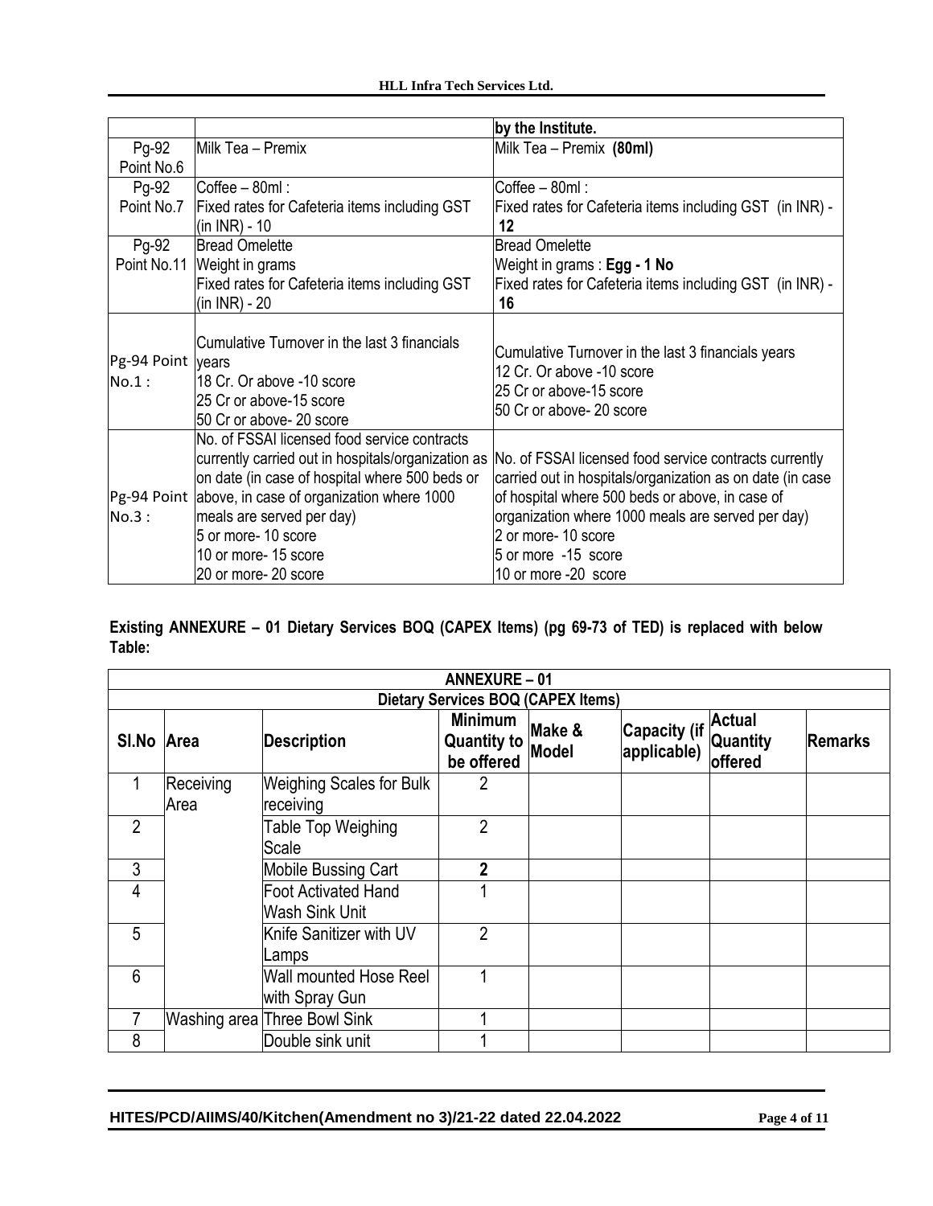| | | by the Institute. |
|---|---|---|
| Pg-92 Point No.6 | Milk Tea – Premix | Milk Tea – Premix **(80ml)** |
| Pg-92 Point No.7 | Coffee – 80ml :<br>Fixed rates for Cafeteria items including GST (in INR) - 10 | Coffee – 80ml :<br>Fixed rates for Cafeteria items including GST (in INR) - **12** |
| Pg-92 Point No.11 | Bread Omelette<br>Weight in grams<br>Fixed rates for Cafeteria items including GST (in INR) - 20 | Bread Omelette<br>Weight in grams : **Egg - 1 No**<br>Fixed rates for Cafeteria items including GST (in INR) - **16** |
| Pg-94 Point No.1 : | Cumulative Turnover in the last 3 financials years<br>18 Cr. Or above -10 score<br>25 Cr or above-15 score<br>50 Cr or above- 20 score | Cumulative Turnover in the last 3 financials years<br>12 Cr. Or above -10 score<br>25 Cr or above-15 score<br>50 Cr or above- 20 score |
| Pg-94 Point No.3 : | No. of FSSAI licensed food service contracts currently carried out in hospitals/organization as on date (in case of hospital where 500 beds or above, in case of organization where 1000 meals are served per day)<br>5 or more- 10 score<br>10 or more- 15 score<br>20 or more- 20 score | No. of FSSAI licensed food service contracts currently carried out in hospitals/organization as on date (in case of hospital where 500 beds or above, in case of organization where 1000 meals are served per day)<br>2 or more- 10 score<br>5 or more -15 score<br>10 or more -20 score |

**Existing ANNEXURE – 01 Dietary Services BOQ (CAPEX Items) (pg 69-73 of TED) is replaced with below Table:**

| **ANNEXURE – 01** | | | | | | | |
|---|---|---|---|---|---|---|---|
| **Dietary Services BOQ (CAPEX Items)** | | | | | | | |
| **Sl.No** | **Area** | **Description** | **Minimum Quantity to be offered** | **Make & Model** | **Capacity (if applicable)** | **Actual Quantity offered** | **Remarks** |
| 1 | Receiving Area | Weighing Scales for Bulk receiving | 2 | | | | |
| 2 | | Table Top Weighing Scale | 2 | | | | |
| 3 | | Mobile Bussing Cart | **2** | | | | |
| 4 | | Foot Activated Hand Wash Sink Unit | 1 | | | | |
| 5 | | Knife Sanitizer with UV Lamps | 2 | | | | |
| 6 | | Wall mounted Hose Reel with Spray Gun | 1 | | | | |
| 7 | Washing area | Three Bowl Sink | 1 | | | | |
| 8 | | Double sink unit | 1 | | | | |

HITES/PCD/AIIMS/40/Kitchen(Amendment no 3)/21-22 dated 22.04.2022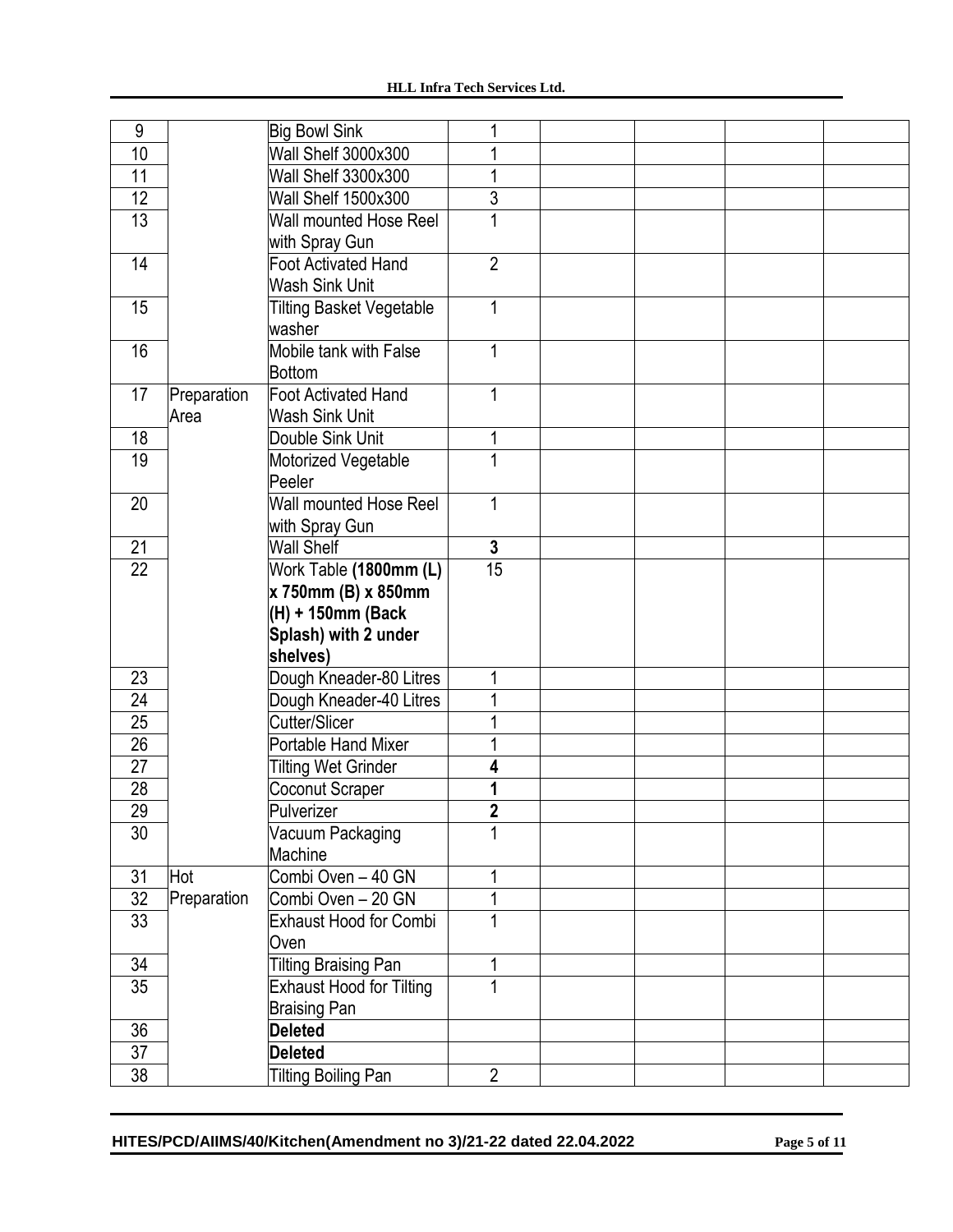| 9 | | Big Bowl Sink | 1 | | | | |
|---|---|---|---|---|---|---|---|
| 10 | | Wall Shelf 3000x300 | 1 | | | | |
| 11 | | Wall Shelf 3300x300 | 1 | | | | |
| 12 | | Wall Shelf 1500x300 | 3 | | | | |
| 13 | | Wall mounted Hose Reel with Spray Gun | 1 | | | | |
| 14 | | Foot Activated Hand Wash Sink Unit | 2 | | | | |
| 15 | | Tilting Basket Vegetable washer | 1 | | | | |
| 16 | | Mobile tank with False Bottom | 1 | | | | |
| 17 | Preparation Area | Foot Activated Hand Wash Sink Unit | 1 | | | | |
| 18 | | Double Sink Unit | 1 | | | | |
| 19 | | Motorized Vegetable Peeler | 1 | | | | |
| 20 | | Wall mounted Hose Reel with Spray Gun | 1 | | | | |
| 21 | | Wall Shelf | **3** | | | | |
| 22 | | Work Table **(1800mm (L) x 750mm (B) x 850mm (H) + 150mm (Back Splash) with 2 under shelves)** | 15 | | | | |
| 23 | | Dough Kneader-80 Litres | 1 | | | | |
| 24 | | Dough Kneader-40 Litres | 1 | | | | |
| 25 | | Cutter/Slicer | 1 | | | | |
| 26 | | Portable Hand Mixer | 1 | | | | |
| 27 | | Tilting Wet Grinder | **4** | | | | |
| 28 | | Coconut Scraper | **1** | | | | |
| 29 | | Pulverizer | **2** | | | | |
| 30 | | Vacuum Packaging Machine | 1 | | | | |
| 31 | Hot Preparation | Combi Oven – 40 GN | 1 | | | | |
| 32 | | Combi Oven – 20 GN | 1 | | | | |
| 33 | | Exhaust Hood for Combi Oven | 1 | | | | |
| 34 | | Tilting Braising Pan | 1 | | | | |
| 35 | | Exhaust Hood for Tilting Braising Pan | 1 | | | | |
| 36 | | **Deleted** | | | | | |
| 37 | | **Deleted** | | | | | |
| 38 | | Tilting Boiling Pan | 2 | | | | |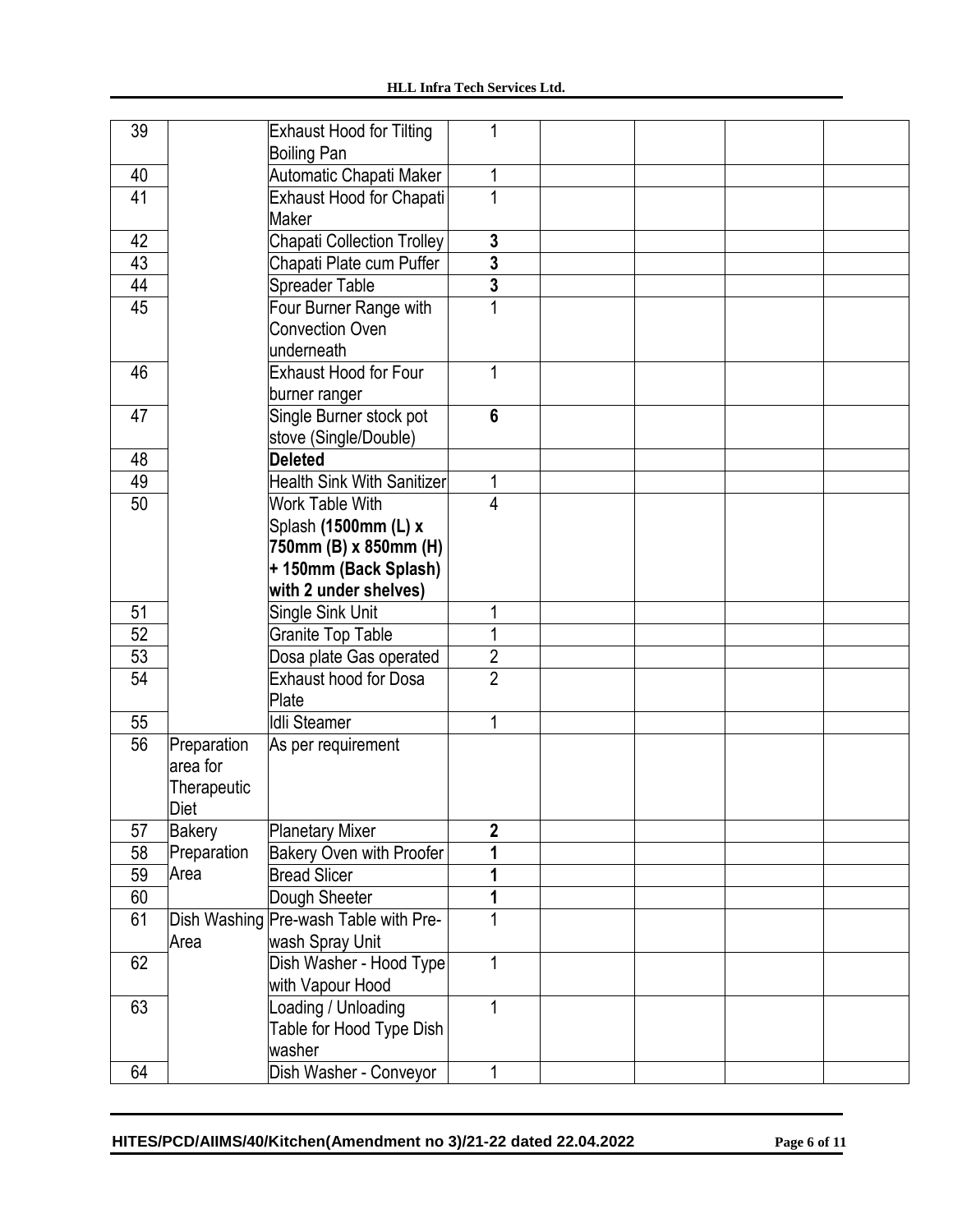| 39 | | Exhaust Hood for Tilting Boiling Pan | 1 | | | | |
|---|---|---|---|---|---|---|---|
| 40 | | Automatic Chapati Maker | 1 | | | | |
| 41 | | Exhaust Hood for Chapati Maker | 1 | | | | |
| 42 | | Chapati Collection Trolley | **3** | | | | |
| 43 | | Chapati Plate cum Puffer | **3** | | | | |
| 44 | | Spreader Table | **3** | | | | |
| 45 | | Four Burner Range with Convection Oven underneath | 1 | | | | |
| 46 | | Exhaust Hood for Four burner ranger | 1 | | | | |
| 47 | | Single Burner stock pot stove (Single/Double) | **6** | | | | |
| 48 | | **Deleted** | | | | | |
| 49 | | Health Sink With Sanitizer | 1 | | | | |
| 50 | | Work Table With Splash **(1500mm (L) x 750mm (B) x 850mm (H) + 150mm (Back Splash) with 2 under shelves)** | 4 | | | | |
| 51 | | Single Sink Unit | 1 | | | | |
| 52 | | Granite Top Table | 1 | | | | |
| 53 | | Dosa plate Gas operated | 2 | | | | |
| 54 | | Exhaust hood for Dosa Plate | 2 | | | | |
| 55 | | Idli Steamer | 1 | | | | |
| 56 | Preparation area for Therapeutic Diet | As per requirement | | | | | |
| 57 | Bakery Preparation Area | Planetary Mixer | **2** | | | | |
| 58 | | Bakery Oven with Proofer | **1** | | | | |
| 59 | | Bread Slicer | **1** | | | | |
| 60 | | Dough Sheeter | **1** | | | | |
| 61 | Dish Washing Area | Pre-wash Table with Pre-wash Spray Unit | 1 | | | | |
| 62 | | Dish Washer - Hood Type with Vapour Hood | 1 | | | | |
| 63 | | Loading / Unloading Table for Hood Type Dish washer | 1 | | | | |
| 64 | | Dish Washer - Conveyor | 1 | | | | |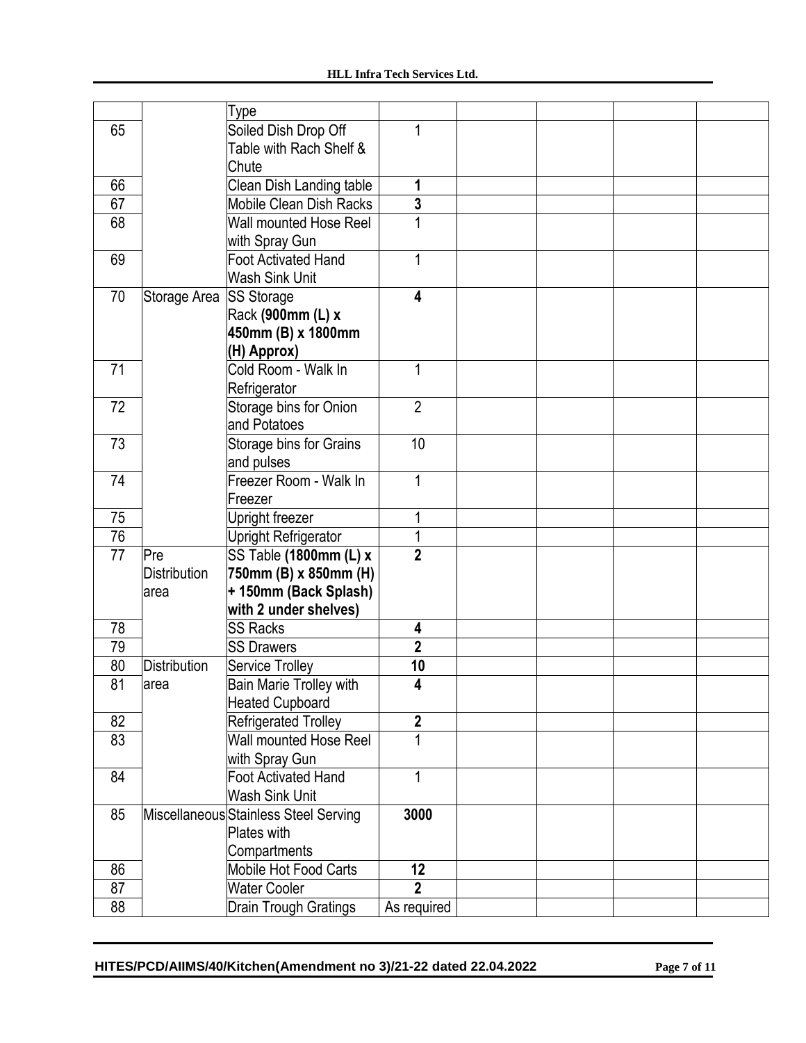| | | Type | | | | | |
|---|---|---|---|---|---|---|---|
| 65 | | Soiled Dish Drop Off Table with Rach Shelf & Chute | 1 | | | | |
| 66 | | Clean Dish Landing table | **1** | | | | |
| 67 | | Mobile Clean Dish Racks | **3** | | | | |
| 68 | | Wall mounted Hose Reel with Spray Gun | 1 | | | | |
| 69 | | Foot Activated Hand Wash Sink Unit | 1 | | | | |
| 70 | Storage Area | SS Storage Rack **(900mm (L) x 450mm (B) x 1800mm (H) Approx)** | **4** | | | | |
| 71 | | Cold Room - Walk In Refrigerator | 1 | | | | |
| 72 | | Storage bins for Onion and Potatoes | 2 | | | | |
| 73 | | Storage bins for Grains and pulses | 10 | | | | |
| 74 | | Freezer Room - Walk In Freezer | 1 | | | | |
| 75 | | Upright freezer | 1 | | | | |
| 76 | | Upright Refrigerator | 1 | | | | |
| 77 | Pre Distribution area | SS Table **(1800mm (L) x 750mm (B) x 850mm (H) + 150mm (Back Splash) with 2 under shelves)** | **2** | | | | |
| 78 | | SS Racks | **4** | | | | |
| 79 | | SS Drawers | **2** | | | | |
| 80 | Distribution area | Service Trolley | **10** | | | | |
| 81 | | Bain Marie Trolley with Heated Cupboard | **4** | | | | |
| 82 | | Refrigerated Trolley | **2** | | | | |
| 83 | | Wall mounted Hose Reel with Spray Gun | 1 | | | | |
| 84 | | Foot Activated Hand Wash Sink Unit | 1 | | | | |
| 85 | Miscellaneous | Stainless Steel Serving Plates with Compartments | **3000** | | | | |
| 86 | | Mobile Hot Food Carts | **12** | | | | |
| 87 | | Water Cooler | **2** | | | | |
| 88 | | Drain Trough Gratings | As required | | | | |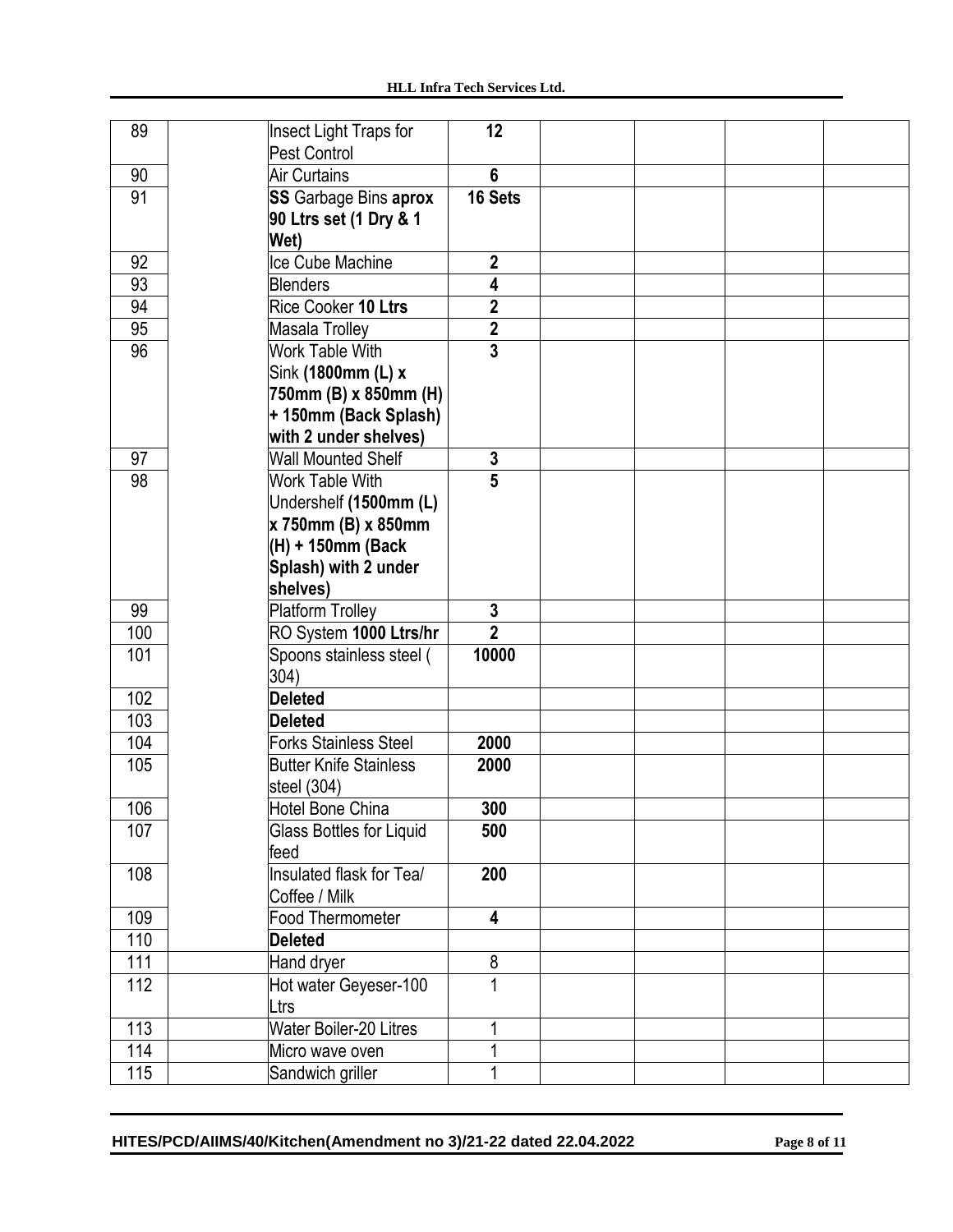| 89 | | Insect Light Traps for Pest Control | **12** | | | | |
|---|---|---|---|---|---|---|---|
| 90 | | Air Curtains | **6** | | | | |
| 91 | | **SS** Garbage Bins **aprox 90 Ltrs set (1 Dry & 1 Wet)** | **16 Sets** | | | | |
| 92 | | Ice Cube Machine | **2** | | | | |
| 93 | | Blenders | **4** | | | | |
| 94 | | Rice Cooker **10 Ltrs** | **2** | | | | |
| 95 | | Masala Trolley | **2** | | | | |
| 96 | | Work Table With Sink **(1800mm (L) x 750mm (B) x 850mm (H) + 150mm (Back Splash) with 2 under shelves)** | **3** | | | | |
| 97 | | Wall Mounted Shelf | **3** | | | | |
| 98 | | Work Table With Undershelf **(1500mm (L) x 750mm (B) x 850mm (H) + 150mm (Back Splash) with 2 under shelves)** | **5** | | | | |
| 99 | | Platform Trolley | **3** | | | | |
| 100 | | RO System **1000 Ltrs/hr** | **2** | | | | |
| 101 | | Spoons stainless steel ( 304) | **10000** | | | | |
| 102 | | **Deleted** | | | | | |
| 103 | | **Deleted** | | | | | |
| 104 | | Forks Stainless Steel | **2000** | | | | |
| 105 | | Butter Knife Stainless steel (304) | **2000** | | | | |
| 106 | | Hotel Bone China | **300** | | | | |
| 107 | | Glass Bottles for Liquid feed | **500** | | | | |
| 108 | | Insulated flask for Tea/ Coffee / Milk | **200** | | | | |
| 109 | | Food Thermometer | **4** | | | | |
| 110 | | **Deleted** | | | | | |
| 111 | | Hand dryer | 8 | | | | |
| 112 | | Hot water Geyeser-100 Ltrs | 1 | | | | |
| 113 | | Water Boiler-20 Litres | 1 | | | | |
| 114 | | Micro wave oven | 1 | | | | |
| 115 | | Sandwich griller | 1 | | | | |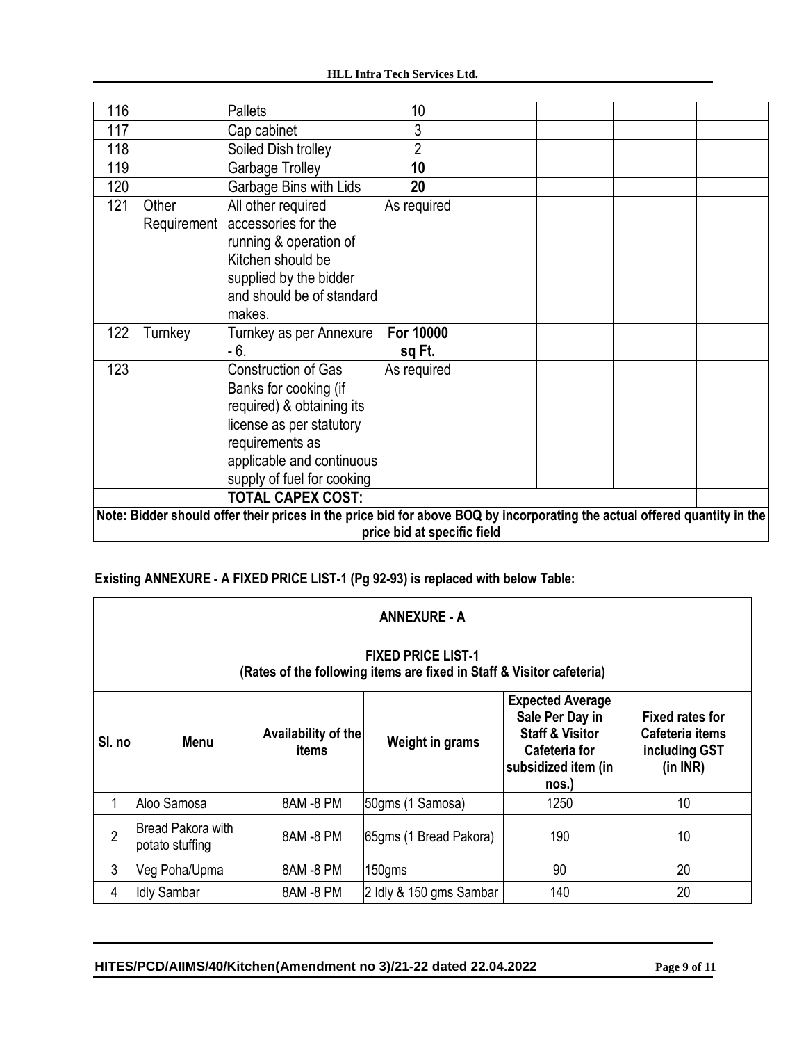| 116 | | Pallets | 10 | | | | |
|---|---|---|---|---|---|---|---|
| 117 | | Cap cabinet | 3 | | | | |
| 118 | | Soiled Dish trolley | 2 | | | | |
| 119 | | Garbage Trolley | **10** | | | | |
| 120 | | Garbage Bins with Lids | **20** | | | | |
| 121 | Other Requirement | All other required accessories for the running & operation of Kitchen should be supplied by the bidder and should be of standard makes. | As required | | | | |
| 122 | Turnkey | Turnkey as per Annexure - 6. | **For 10000 sq Ft.** | | | | |
| 123 | | Construction of Gas Banks for cooking (if required) & obtaining its license as per statutory requirements as applicable and continuous supply of fuel for cooking | As required | | | | |
| | | **TOTAL CAPEX COST:** | | | | | |

**Note: Bidder should offer their prices in the price bid for above BOQ by incorporating the actual offered quantity in the price bid at specific field**

**Existing ANNEXURE - A FIXED PRICE LIST-1 (Pg 92-93) is replaced with below Table:**

**ANNEXURE - A**

**FIXED PRICE LIST-1**
**(Rates of the following items are fixed in Staff & Visitor cafeteria)**

| Sl. no | Menu | Availability of the items | Weight in grams | Expected Average Sale Per Day in Staff & Visitor Cafeteria for subsidized item (in nos.) | Fixed rates for Cafeteria items including GST (in INR) |
|---|---|---|---|---|---|
| 1 | Aloo Samosa | 8AM -8 PM | 50gms (1 Samosa) | 1250 | 10 |
| 2 | Bread Pakora with potato stuffing | 8AM -8 PM | 65gms (1 Bread Pakora) | 190 | 10 |
| 3 | Veg Poha/Upma | 8AM -8 PM | 150gms | 90 | 20 |
| 4 | Idly Sambar | 8AM -8 PM | 2 Idly & 150 gms Sambar | 140 | 20 |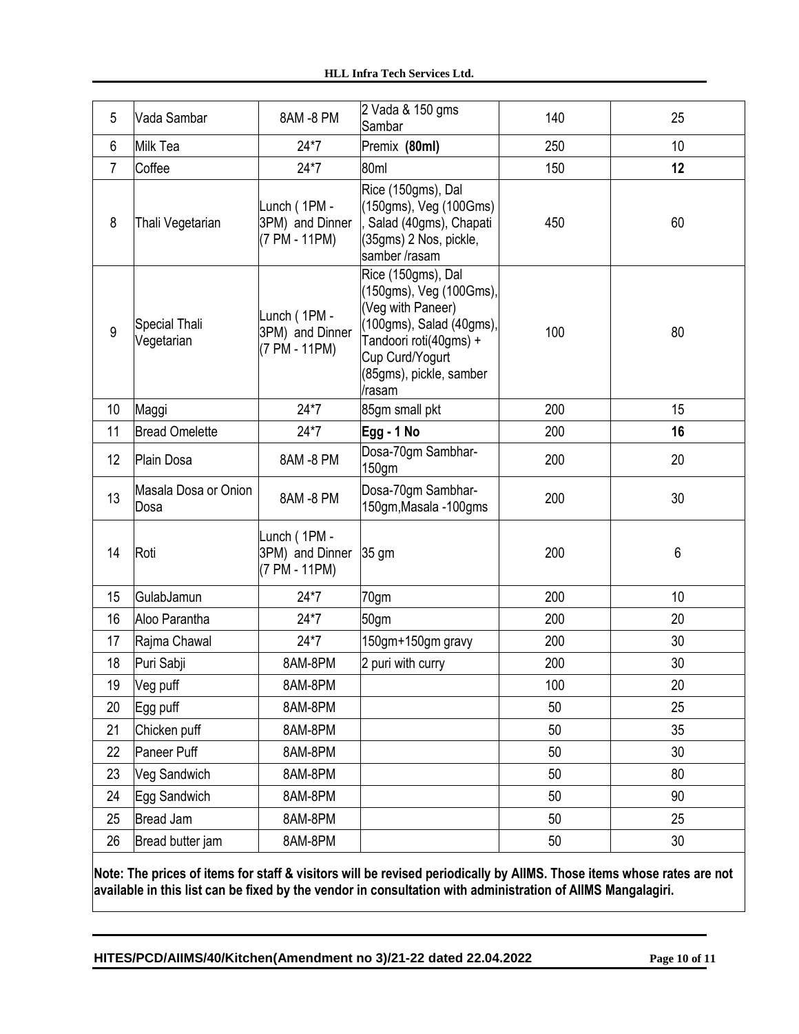| 5 | Vada Sambar | 8AM -8 PM | 2 Vada & 150 gms Sambar | 140 | 25 |
|---|---|---|---|---|---|
| 6 | Milk Tea | 24*7 | Premix **(80ml)** | 250 | 10 |
| 7 | Coffee | 24*7 | 80ml | 150 | **12** |
| 8 | Thali Vegetarian | Lunch ( 1PM - 3PM) and Dinner (7 PM - 11PM) | Rice (150gms), Dal (150gms), Veg (100Gms) , Salad (40gms), Chapati (35gms) 2 Nos, pickle, samber /rasam | 450 | 60 |
| 9 | Special Thali Vegetarian | Lunch ( 1PM - 3PM) and Dinner (7 PM - 11PM) | Rice (150gms), Dal (150gms), Veg (100Gms), (Veg with Paneer) (100gms), Salad (40gms), Tandoori roti(40gms) + Cup Curd/Yogurt (85gms), pickle, samber /rasam | 100 | 80 |
| 10 | Maggi | 24*7 | 85gm small pkt | 200 | 15 |
| 11 | Bread Omelette | 24*7 | **Egg - 1 No** | 200 | **16** |
| 12 | Plain Dosa | 8AM -8 PM | Dosa-70gm Sambhar-150gm | 200 | 20 |
| 13 | Masala Dosa or Onion Dosa | 8AM -8 PM | Dosa-70gm Sambhar-150gm,Masala -100gms | 200 | 30 |
| 14 | Roti | Lunch ( 1PM - 3PM) and Dinner (7 PM - 11PM) | 35 gm | 200 | 6 |
| 15 | GulabJamun | 24*7 | 70gm | 200 | 10 |
| 16 | Aloo Parantha | 24*7 | 50gm | 200 | 20 |
| 17 | Rajma Chawal | 24*7 | 150gm+150gm gravy | 200 | 30 |
| 18 | Puri Sabji | 8AM-8PM | 2 puri with curry | 200 | 30 |
| 19 | Veg puff | 8AM-8PM | | 100 | 20 |
| 20 | Egg puff | 8AM-8PM | | 50 | 25 |
| 21 | Chicken puff | 8AM-8PM | | 50 | 35 |
| 22 | Paneer Puff | 8AM-8PM | | 50 | 30 |
| 23 | Veg Sandwich | 8AM-8PM | | 50 | 80 |
| 24 | Egg Sandwich | 8AM-8PM | | 50 | 90 |
| 25 | Bread Jam | 8AM-8PM | | 50 | 25 |
| 26 | Bread butter jam | 8AM-8PM | | 50 | 30 |

**Note: The prices of items for staff & visitors will be revised periodically by AIIMS. Those items whose rates are not available in this list can be fixed by the vendor in consultation with administration of AIIMS Mangalagiri.**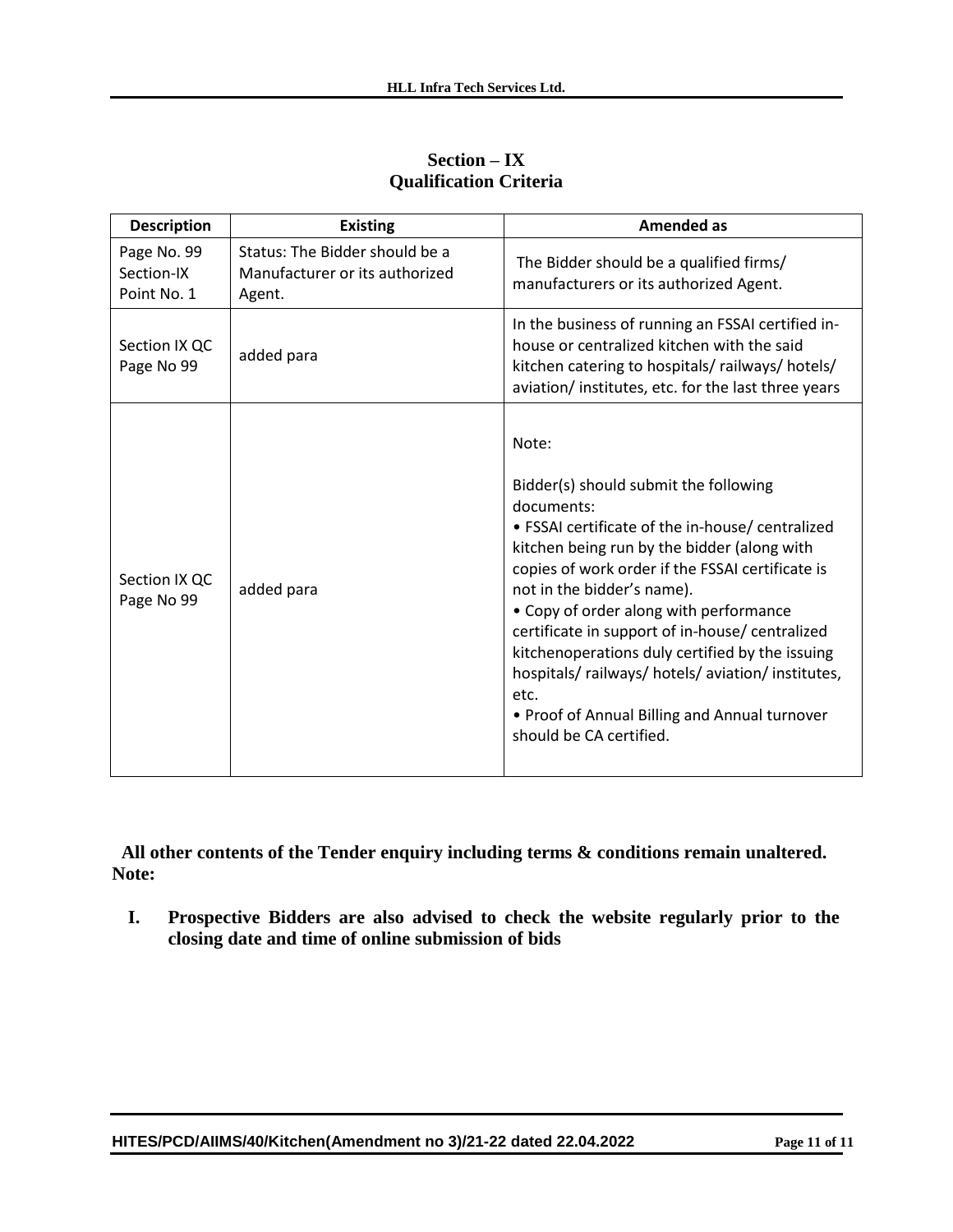## Section – IX
## Qualification Criteria

| Description | Existing | Amended as |
|---|---|---|
| Page No. 99 Section-IX Point No. 1 | Status: The Bidder should be a Manufacturer or its authorized Agent. | The Bidder should be a qualified firms/ manufacturers or its authorized Agent. |
| Section IX QC Page No 99 | added para | In the business of running an FSSAI certified in-house or centralized kitchen with the said kitchen catering to hospitals/ railways/ hotels/ aviation/ institutes, etc. for the last three years |
| Section IX QC Page No 99 | added para | Note:<br><br>Bidder(s) should submit the following documents:<br>• FSSAI certificate of the in-house/ centralized kitchen being run by the bidder (along with copies of work order if the FSSAI certificate is not in the bidder's name).<br>• Copy of order along with performance certificate in support of in-house/ centralized kitchenoperations duly certified by the issuing hospitals/ railways/ hotels/ aviation/ institutes, etc.<br>• Proof of Annual Billing and Annual turnover should be CA certified. |

**All other contents of the Tender enquiry including terms & conditions remain unaltered.**

**Note:**

**I. Prospective Bidders are also advised to check the website regularly prior to the closing date and time of online submission of bids**